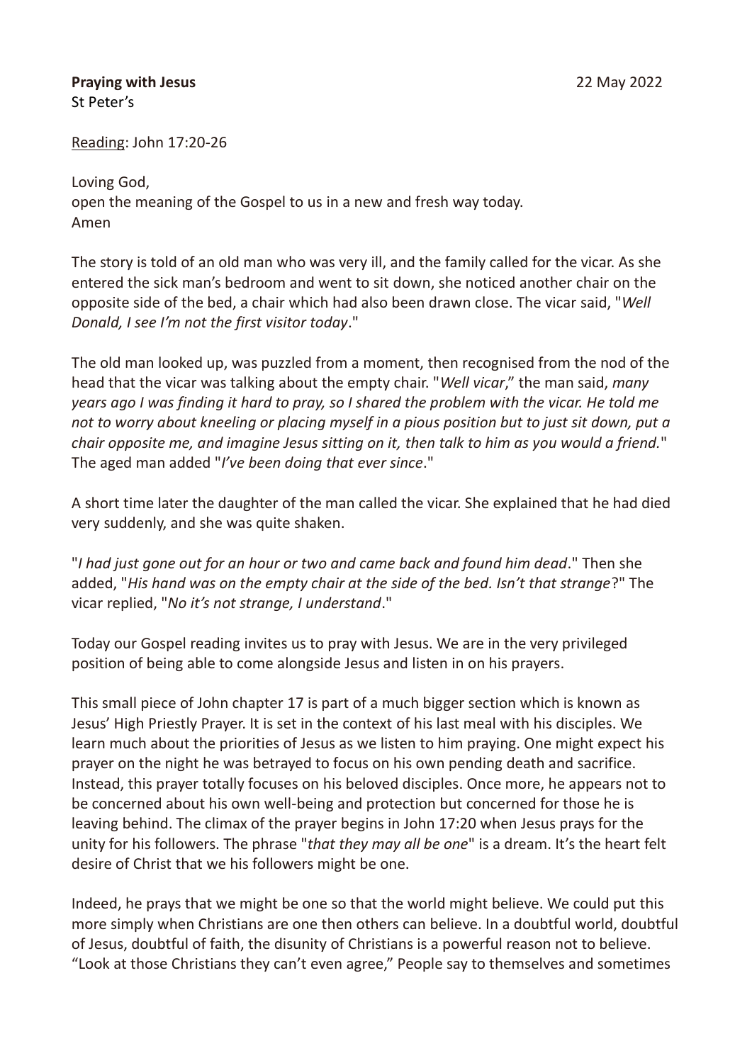**Praying with Jesus** 22 May 2022

St Peter's

Reading: John 17:20-26

Loving God,
open the meaning of the Gospel to us in a new and fresh way today.
Amen

The story is told of an old man who was very ill, and the family called for the vicar. As she entered the sick man's bedroom and went to sit down, she noticed another chair on the opposite side of the bed, a chair which had also been drawn close. The vicar said, "*Well Donald, I see I'm not the first visitor today*."

The old man looked up, was puzzled from a moment, then recognised from the nod of the head that the vicar was talking about the empty chair. "*Well vicar*," the man said, *many years ago I was finding it hard to pray, so I shared the problem with the vicar. He told me not to worry about kneeling or placing myself in a pious position but to just sit down, put a chair opposite me, and imagine Jesus sitting on it, then talk to him as you would a friend.*" The aged man added "*I've been doing that ever since*."

A short time later the daughter of the man called the vicar. She explained that he had died very suddenly, and she was quite shaken.

"*I had just gone out for an hour or two and came back and found him dead*." Then she added, "*His hand was on the empty chair at the side of the bed. Isn't that strange*?" The vicar replied, "*No it's not strange, I understand*."

Today our Gospel reading invites us to pray with Jesus. We are in the very privileged position of being able to come alongside Jesus and listen in on his prayers.

This small piece of John chapter 17 is part of a much bigger section which is known as Jesus' High Priestly Prayer. It is set in the context of his last meal with his disciples. We learn much about the priorities of Jesus as we listen to him praying. One might expect his prayer on the night he was betrayed to focus on his own pending death and sacrifice. Instead, this prayer totally focuses on his beloved disciples. Once more, he appears not to be concerned about his own well-being and protection but concerned for those he is leaving behind. The climax of the prayer begins in John 17:20 when Jesus prays for the unity for his followers. The phrase "*that they may all be one*" is a dream. It's the heart felt desire of Christ that we his followers might be one.

Indeed, he prays that we might be one so that the world might believe. We could put this more simply when Christians are one then others can believe. In a doubtful world, doubtful of Jesus, doubtful of faith, the disunity of Christians is a powerful reason not to believe. "Look at those Christians they can't even agree," People say to themselves and sometimes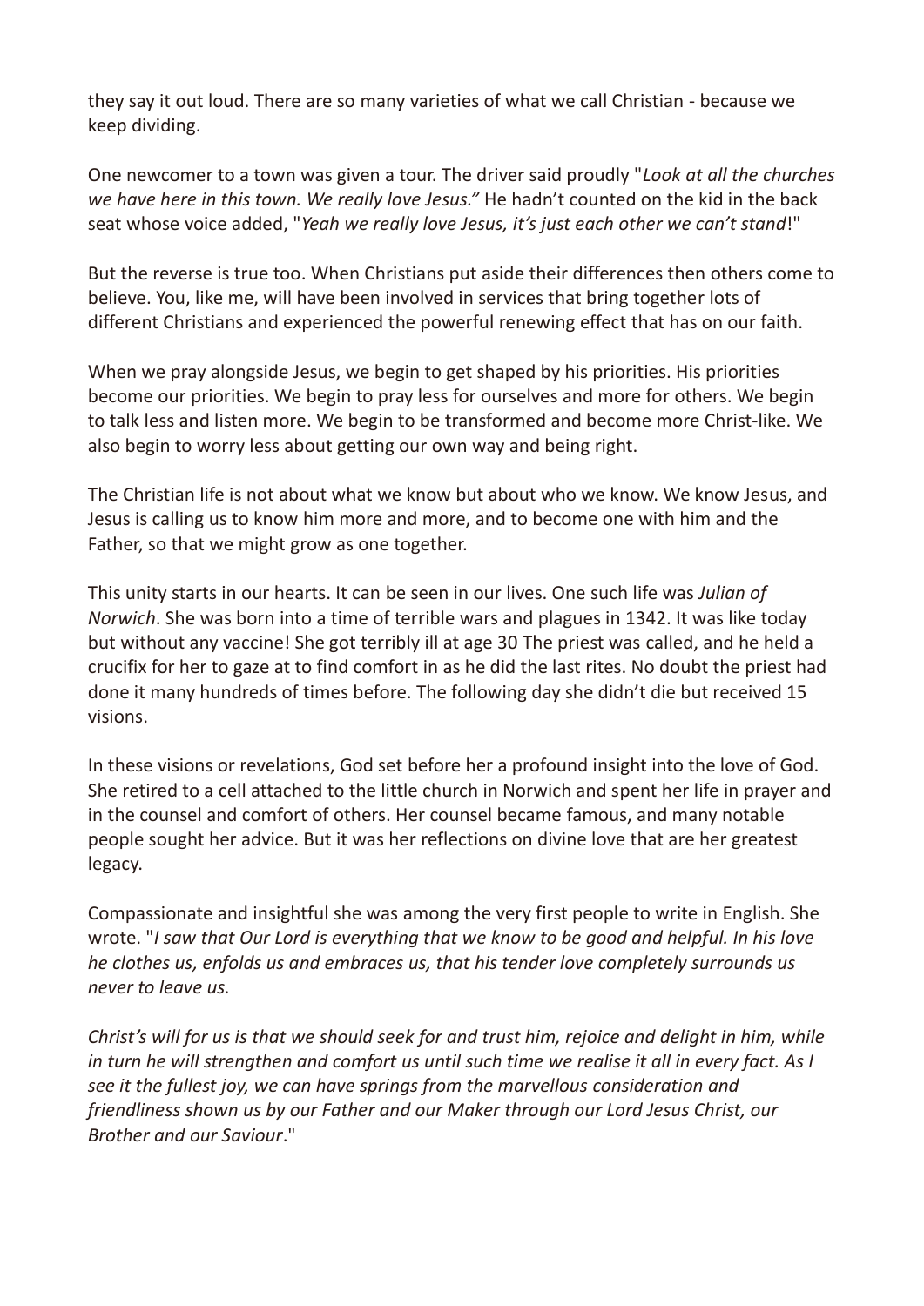they say it out loud. There are so many varieties of what we call Christian - because we keep dividing.

One newcomer to a town was given a tour. The driver said proudly "*Look at all the churches we have here in this town. We really love Jesus.*" He hadn't counted on the kid in the back seat whose voice added, "*Yeah we really love Jesus, it's just each other we can't stand*!"

But the reverse is true too. When Christians put aside their differences then others come to believe. You, like me, will have been involved in services that bring together lots of different Christians and experienced the powerful renewing effect that has on our faith.

When we pray alongside Jesus, we begin to get shaped by his priorities. His priorities become our priorities. We begin to pray less for ourselves and more for others. We begin to talk less and listen more. We begin to be transformed and become more Christ-like. We also begin to worry less about getting our own way and being right.

The Christian life is not about what we know but about who we know. We know Jesus, and Jesus is calling us to know him more and more, and to become one with him and the Father, so that we might grow as one together.

This unity starts in our hearts. It can be seen in our lives. One such life was *Julian of Norwich*. She was born into a time of terrible wars and plagues in 1342. It was like today but without any vaccine! She got terribly ill at age 30 The priest was called, and he held a crucifix for her to gaze at to find comfort in as he did the last rites. No doubt the priest had done it many hundreds of times before. The following day she didn't die but received 15 visions.

In these visions or revelations, God set before her a profound insight into the love of God. She retired to a cell attached to the little church in Norwich and spent her life in prayer and in the counsel and comfort of others. Her counsel became famous, and many notable people sought her advice. But it was her reflections on divine love that are her greatest legacy.

Compassionate and insightful she was among the very first people to write in English. She wrote. "*I saw that Our Lord is everything that we know to be good and helpful. In his love he clothes us, enfolds us and embraces us, that his tender love completely surrounds us never to leave us.*

*Christ's will for us is that we should seek for and trust him, rejoice and delight in him, while in turn he will strengthen and comfort us until such time we realise it all in every fact. As I see it the fullest joy, we can have springs from the marvellous consideration and friendliness shown us by our Father and our Maker through our Lord Jesus Christ, our Brother and our Saviour*."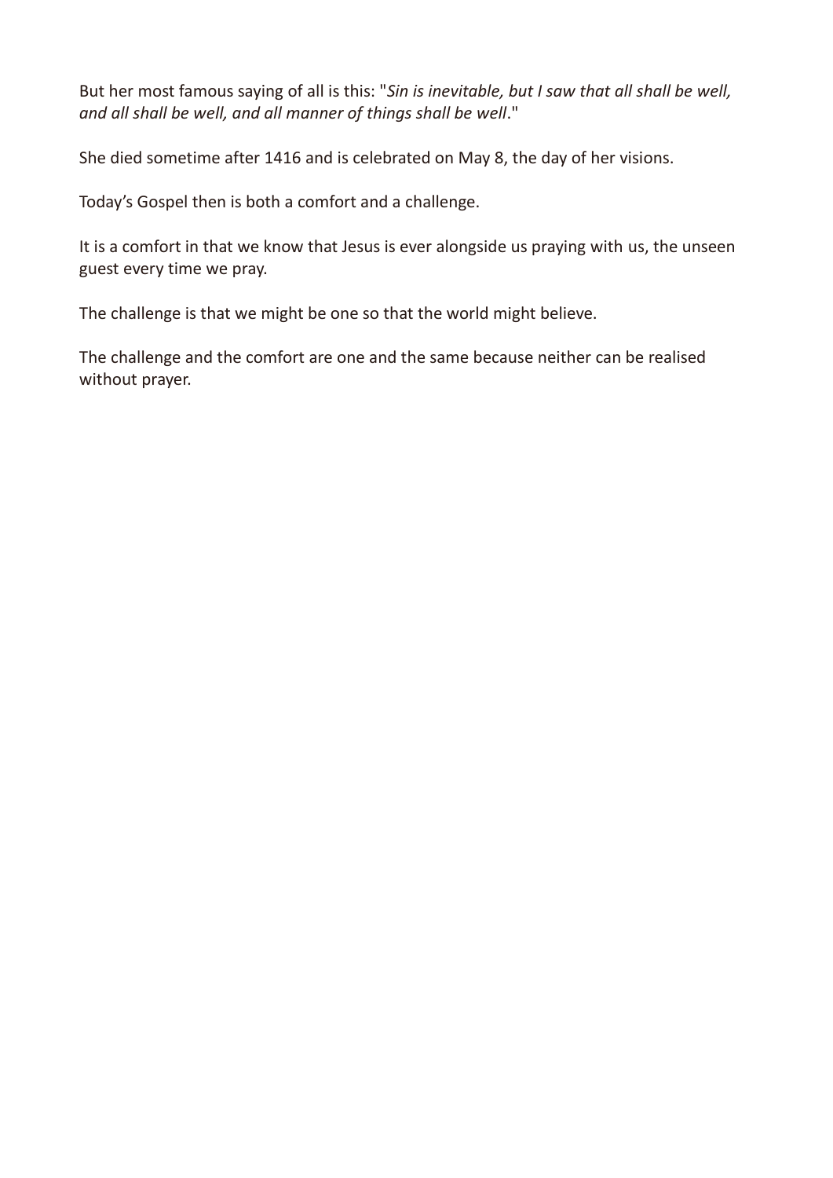But her most famous saying of all is this: "*Sin is inevitable, but I saw that all shall be well, and all shall be well, and all manner of things shall be well*."

She died sometime after 1416 and is celebrated on May 8, the day of her visions.

Today's Gospel then is both a comfort and a challenge.

It is a comfort in that we know that Jesus is ever alongside us praying with us, the unseen guest every time we pray.

The challenge is that we might be one so that the world might believe.

The challenge and the comfort are one and the same because neither can be realised without prayer.